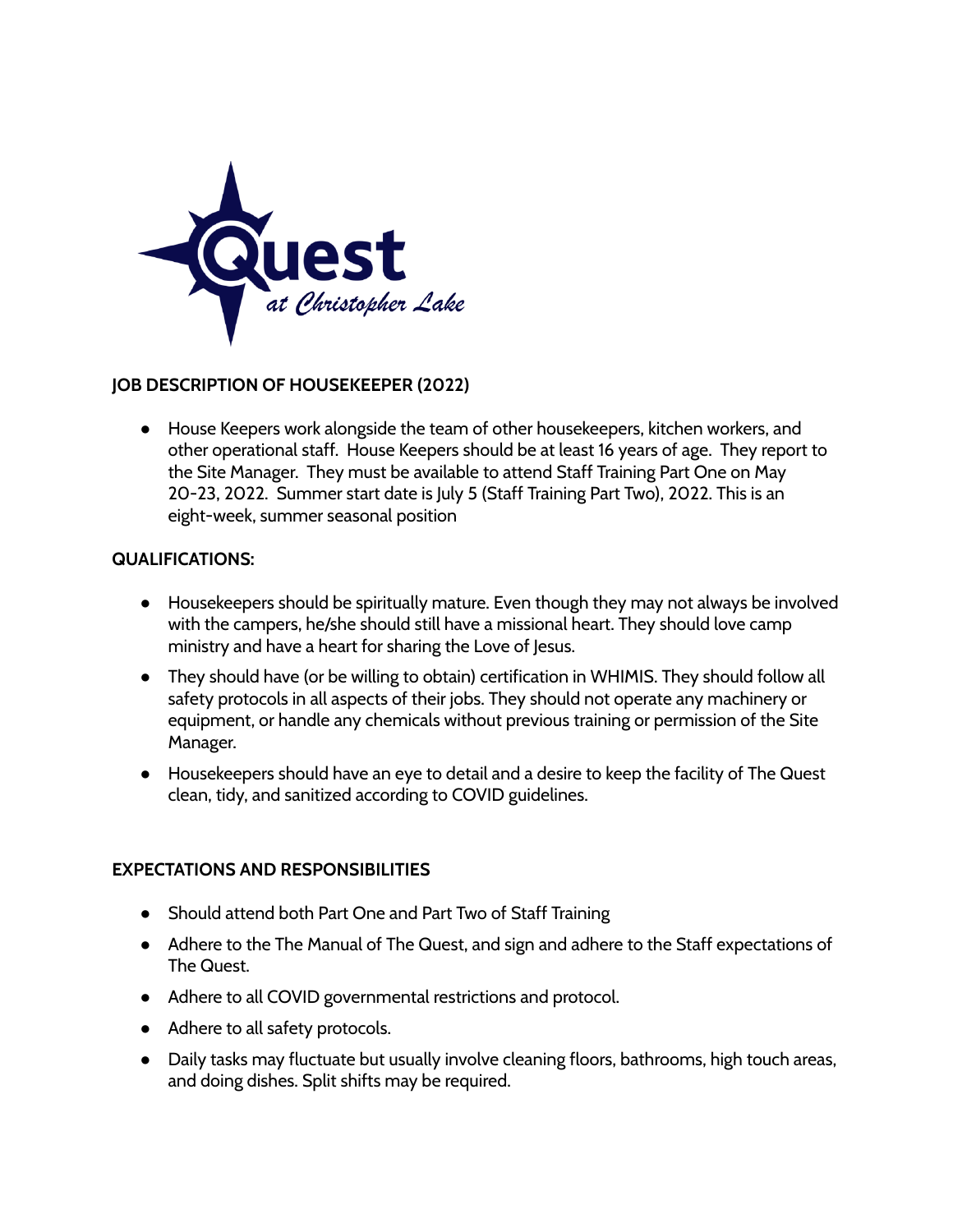Quest
*at Christopher Lake*

## JOB DESCRIPTION OF HOUSEKEEPER (2022)

- House Keepers work alongside the team of other housekeepers, kitchen workers, and other operational staff. House Keepers should be at least 16 years of age. They report to the Site Manager. They must be available to attend Staff Training Part One on May 20-23, 2022. Summer start date is July 5 (Staff Training Part Two), 2022. This is an eight-week, summer seasonal position

## QUALIFICATIONS:

- Housekeepers should be spiritually mature. Even though they may not always be involved with the campers, he/she should still have a missional heart. They should love camp ministry and have a heart for sharing the Love of Jesus.
- They should have (or be willing to obtain) certification in WHIMIS. They should follow all safety protocols in all aspects of their jobs. They should not operate any machinery or equipment, or handle any chemicals without previous training or permission of the Site Manager.
- Housekeepers should have an eye to detail and a desire to keep the facility of The Quest clean, tidy, and sanitized according to COVID guidelines.

## EXPECTATIONS AND RESPONSIBILITIES

- Should attend both Part One and Part Two of Staff Training
- Adhere to the The Manual of The Quest, and sign and adhere to the Staff expectations of The Quest.
- Adhere to all COVID governmental restrictions and protocol.
- Adhere to all safety protocols.
- Daily tasks may fluctuate but usually involve cleaning floors, bathrooms, high touch areas, and doing dishes. Split shifts may be required.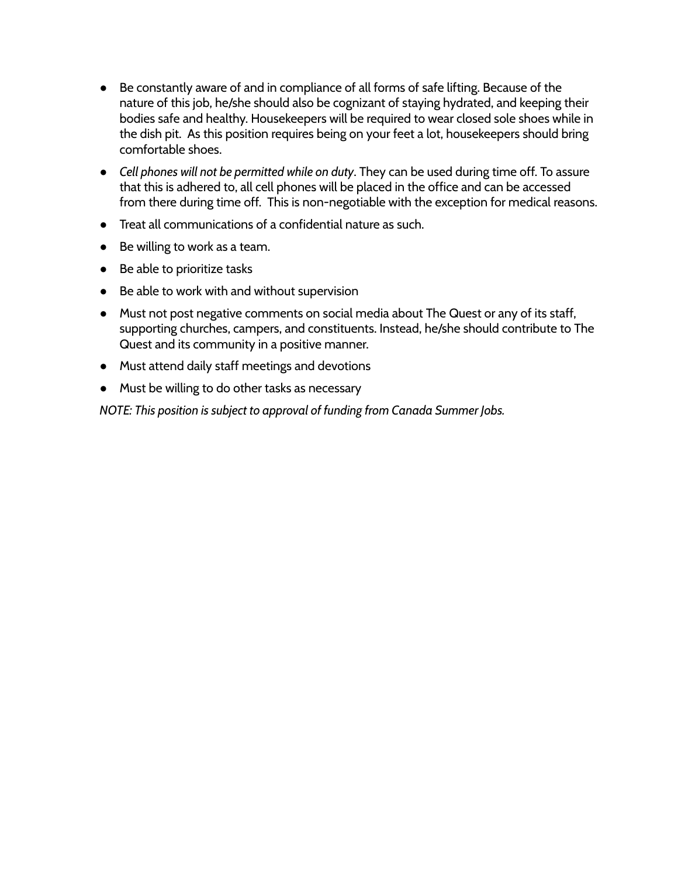- Be constantly aware of and in compliance of all forms of safe lifting. Because of the nature of this job, he/she should also be cognizant of staying hydrated, and keeping their bodies safe and healthy. Housekeepers will be required to wear closed sole shoes while in the dish pit. As this position requires being on your feet a lot, housekeepers should bring comfortable shoes.
- *Cell phones will not be permitted while on duty*. They can be used during time off. To assure that this is adhered to, all cell phones will be placed in the office and can be accessed from there during time off. This is non-negotiable with the exception for medical reasons.
- Treat all communications of a confidential nature as such.
- Be willing to work as a team.
- Be able to prioritize tasks
- Be able to work with and without supervision
- Must not post negative comments on social media about The Quest or any of its staff, supporting churches, campers, and constituents. Instead, he/she should contribute to The Quest and its community in a positive manner.
- Must attend daily staff meetings and devotions
- Must be willing to do other tasks as necessary

*NOTE: This position is subject to approval of funding from Canada Summer Jobs.*